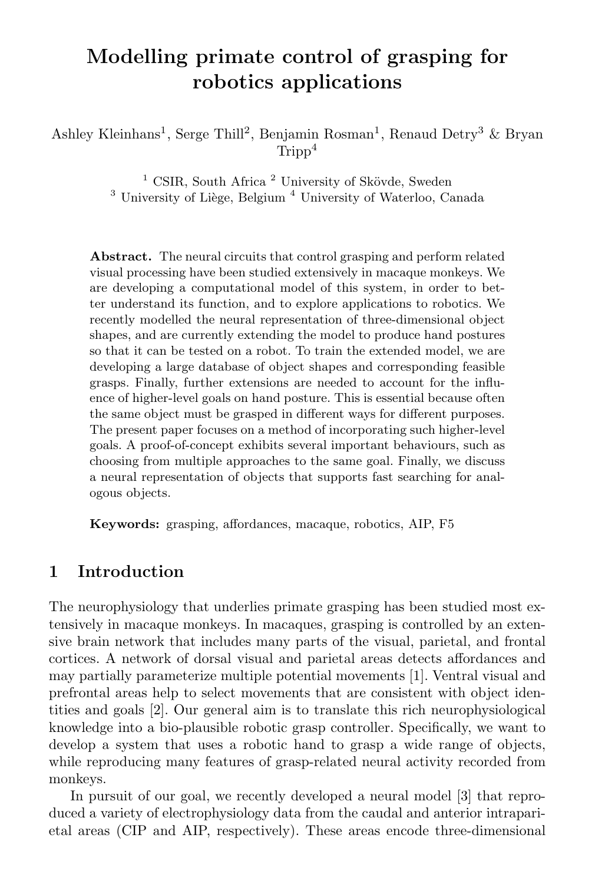# Modelling primate control of grasping for robotics applications

Ashley Kleinhans[1], Serge Thill[2], Benjamin Rosman[1], Renaud Detry[3] & Bryan Tripp[4]

[1] CSIR, South Africa [2] University of Skövde, Sweden
[3] University of Liège, Belgium [4] University of Waterloo, Canada

**Abstract.** The neural circuits that control grasping and perform related visual processing have been studied extensively in macaque monkeys. We are developing a computational model of this system, in order to better understand its function, and to explore applications to robotics. We recently modelled the neural representation of three-dimensional object shapes, and are currently extending the model to produce hand postures so that it can be tested on a robot. To train the extended model, we are developing a large database of object shapes and corresponding feasible grasps. Finally, further extensions are needed to account for the influence of higher-level goals on hand posture. This is essential because often the same object must be grasped in different ways for different purposes. The present paper focuses on a method of incorporating such higher-level goals. A proof-of-concept exhibits several important behaviours, such as choosing from multiple approaches to the same goal. Finally, we discuss a neural representation of objects that supports fast searching for analogous objects.

**Keywords:** grasping, affordances, macaque, robotics, AIP, F5

## 1 Introduction

The neurophysiology that underlies primate grasping has been studied most extensively in macaque monkeys. In macaques, grasping is controlled by an extensive brain network that includes many parts of the visual, parietal, and frontal cortices. A network of dorsal visual and parietal areas detects affordances and may partially parameterize multiple potential movements [1]. Ventral visual and prefrontal areas help to select movements that are consistent with object identities and goals [2]. Our general aim is to translate this rich neurophysiological knowledge into a bio-plausible robotic grasp controller. Specifically, we want to develop a system that uses a robotic hand to grasp a wide range of objects, while reproducing many features of grasp-related neural activity recorded from monkeys.

In pursuit of our goal, we recently developed a neural model [3] that reproduced a variety of electrophysiology data from the caudal and anterior intraparietal areas (CIP and AIP, respectively). These areas encode three-dimensional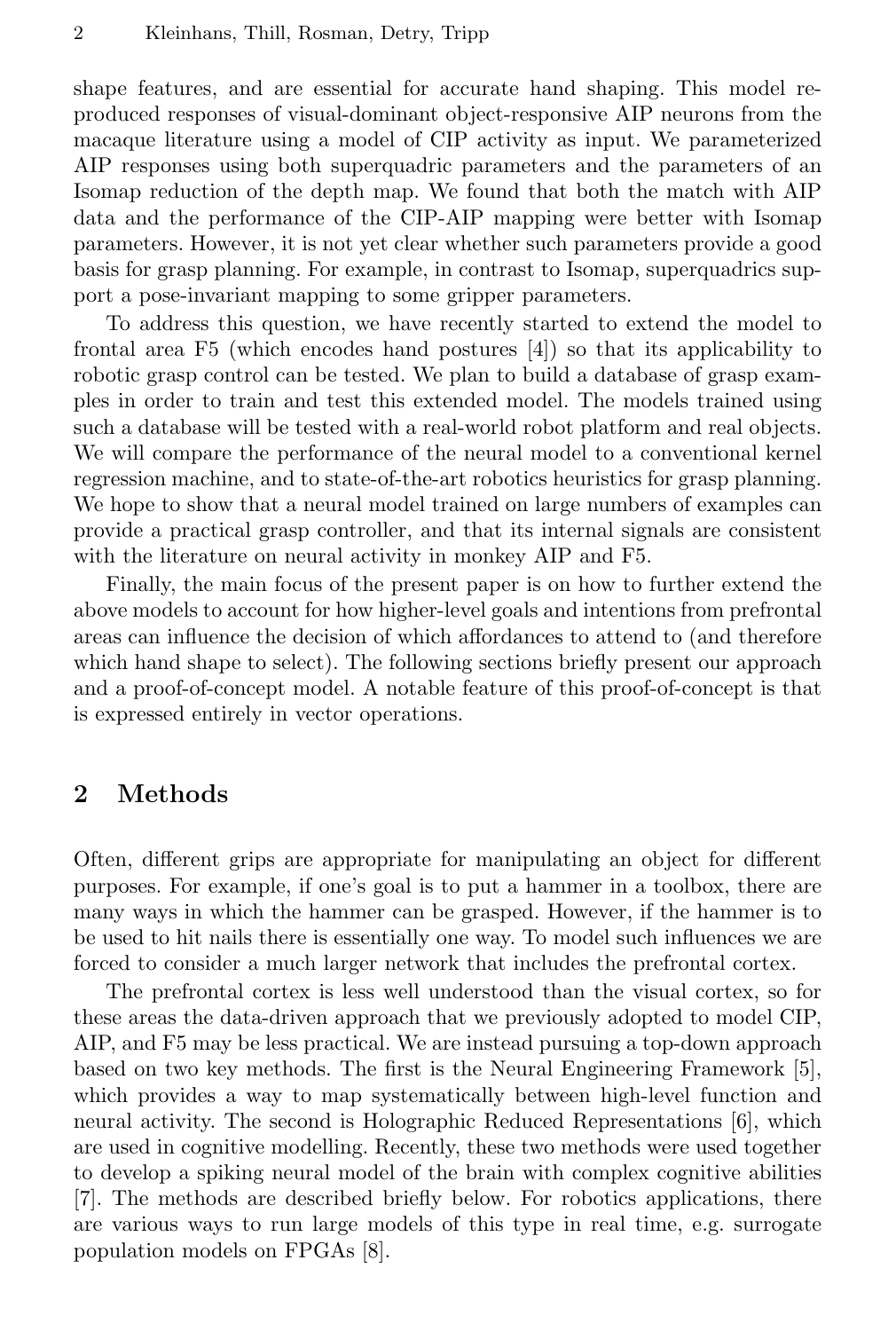shape features, and are essential for accurate hand shaping. This model reproduced responses of visual-dominant object-responsive AIP neurons from the macaque literature using a model of CIP activity as input. We parameterized AIP responses using both superquadric parameters and the parameters of an Isomap reduction of the depth map. We found that both the match with AIP data and the performance of the CIP-AIP mapping were better with Isomap parameters. However, it is not yet clear whether such parameters provide a good basis for grasp planning. For example, in contrast to Isomap, superquadrics support a pose-invariant mapping to some gripper parameters.

To address this question, we have recently started to extend the model to frontal area F5 (which encodes hand postures [4]) so that its applicability to robotic grasp control can be tested. We plan to build a database of grasp examples in order to train and test this extended model. The models trained using such a database will be tested with a real-world robot platform and real objects. We will compare the performance of the neural model to a conventional kernel regression machine, and to state-of-the-art robotics heuristics for grasp planning. We hope to show that a neural model trained on large numbers of examples can provide a practical grasp controller, and that its internal signals are consistent with the literature on neural activity in monkey AIP and F5.

Finally, the main focus of the present paper is on how to further extend the above models to account for how higher-level goals and intentions from prefrontal areas can influence the decision of which affordances to attend to (and therefore which hand shape to select). The following sections briefly present our approach and a proof-of-concept model. A notable feature of this proof-of-concept is that is expressed entirely in vector operations.

## 2 Methods

Often, different grips are appropriate for manipulating an object for different purposes. For example, if one's goal is to put a hammer in a toolbox, there are many ways in which the hammer can be grasped. However, if the hammer is to be used to hit nails there is essentially one way. To model such influences we are forced to consider a much larger network that includes the prefrontal cortex.

The prefrontal cortex is less well understood than the visual cortex, so for these areas the data-driven approach that we previously adopted to model CIP, AIP, and F5 may be less practical. We are instead pursuing a top-down approach based on two key methods. The first is the Neural Engineering Framework [5], which provides a way to map systematically between high-level function and neural activity. The second is Holographic Reduced Representations [6], which are used in cognitive modelling. Recently, these two methods were used together to develop a spiking neural model of the brain with complex cognitive abilities [7]. The methods are described briefly below. For robotics applications, there are various ways to run large models of this type in real time, e.g. surrogate population models on FPGAs [8].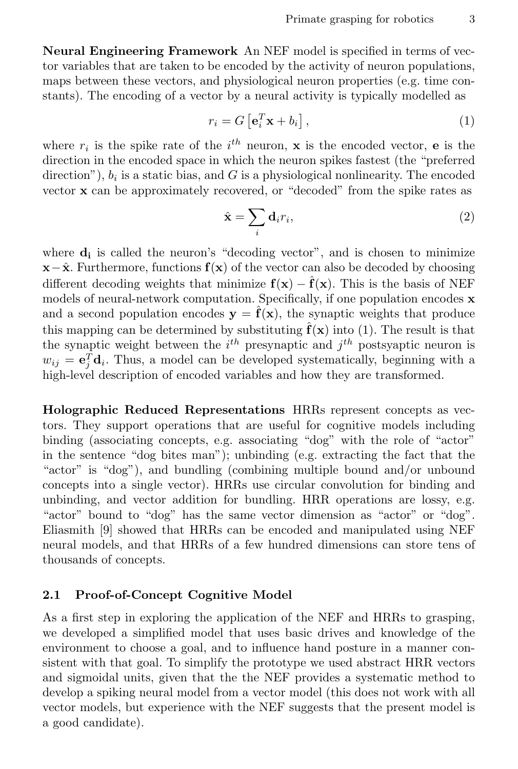**Neural Engineering Framework** An NEF model is specified in terms of vector variables that are taken to be encoded by the activity of neuron populations, maps between these vectors, and physiological neuron properties (e.g. time constants). The encoding of a vector by a neural activity is typically modelled as

$$r_i = G\left[\mathbf{e}_i^T \mathbf{x} + b_i\right], \tag{1}$$

where $r_i$ is the spike rate of the $i^{th}$ neuron, $\mathbf{x}$ is the encoded vector, $\mathbf{e}$ is the direction in the encoded space in which the neuron spikes fastest (the "preferred direction"), $b_i$ is a static bias, and $G$ is a physiological nonlinearity. The encoded vector $\mathbf{x}$ can be approximately recovered, or "decoded" from the spike rates as

$$\hat{\mathbf{x}} = \sum_i \mathbf{d}_i r_i, \tag{2}$$

where $\mathbf{d_i}$ is called the neuron's "decoding vector", and is chosen to minimize $\mathbf{x} - \hat{\mathbf{x}}$. Furthermore, functions $\mathbf{f}(\mathbf{x})$ of the vector can also be decoded by choosing different decoding weights that minimize $\mathbf{f}(\mathbf{x}) - \hat{\mathbf{f}}(\mathbf{x})$. This is the basis of NEF models of neural-network computation. Specifically, if one population encodes $\mathbf{x}$ and a second population encodes $\mathbf{y} = \hat{\mathbf{f}}(\mathbf{x})$, the synaptic weights that produce this mapping can be determined by substituting $\hat{\mathbf{f}}(\mathbf{x})$ into (1). The result is that the synaptic weight between the $i^{th}$ presynaptic and $j^{th}$ postsyaptic neuron is $w_{ij} = \mathbf{e}_j^T \mathbf{d}_i$. Thus, a model can be developed systematically, beginning with a high-level description of encoded variables and how they are transformed.

**Holographic Reduced Representations** HRRs represent concepts as vectors. They support operations that are useful for cognitive models including binding (associating concepts, e.g. associating "dog" with the role of "actor" in the sentence "dog bites man"); unbinding (e.g. extracting the fact that the "actor" is "dog"), and bundling (combining multiple bound and/or unbound concepts into a single vector). HRRs use circular convolution for binding and unbinding, and vector addition for bundling. HRR operations are lossy, e.g. "actor" bound to "dog" has the same vector dimension as "actor" or "dog". Eliasmith [9] showed that HRRs can be encoded and manipulated using NEF neural models, and that HRRs of a few hundred dimensions can store tens of thousands of concepts.

### 2.1 Proof-of-Concept Cognitive Model

As a first step in exploring the application of the NEF and HRRs to grasping, we developed a simplified model that uses basic drives and knowledge of the environment to choose a goal, and to influence hand posture in a manner consistent with that goal. To simplify the prototype we used abstract HRR vectors and sigmoidal units, given that the the NEF provides a systematic method to develop a spiking neural model from a vector model (this does not work with all vector models, but experience with the NEF suggests that the present model is a good candidate).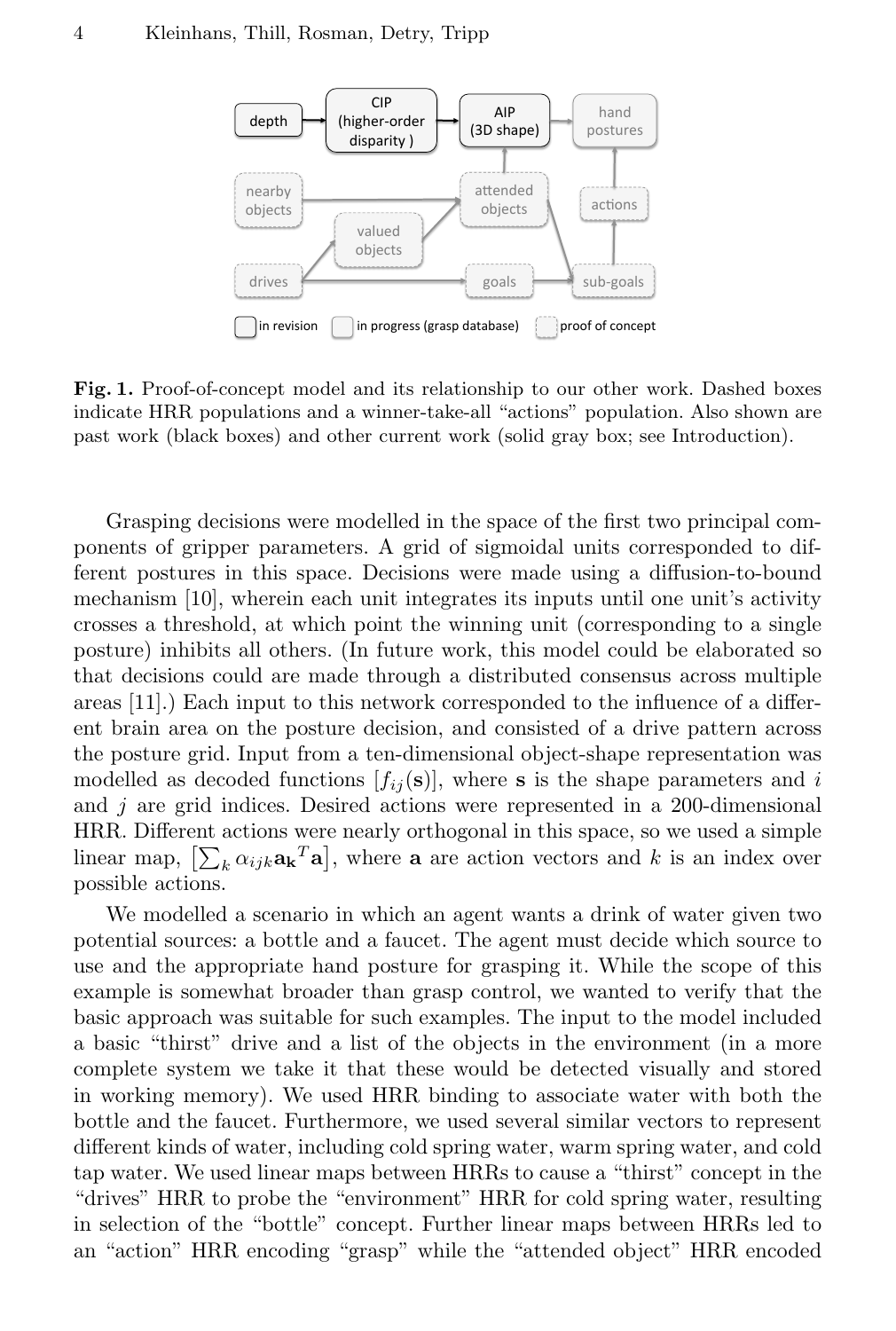**Fig. 1.** Proof-of-concept model and its relationship to our other work. Dashed boxes indicate HRR populations and a winner-take-all "actions" population. Also shown are past work (black boxes) and other current work (solid gray box; see Introduction).

Grasping decisions were modelled in the space of the first two principal components of gripper parameters. A grid of sigmoidal units corresponded to different postures in this space. Decisions were made using a diffusion-to-bound mechanism [10], wherein each unit integrates its inputs until one unit's activity crosses a threshold, at which point the winning unit (corresponding to a single posture) inhibits all others. (In future work, this model could be elaborated so that decisions could are made through a distributed consensus across multiple areas [11].) Each input to this network corresponded to the influence of a different brain area on the posture decision, and consisted of a drive pattern across the posture grid. Input from a ten-dimensional object-shape representation was modelled as decoded functions $[f_{ij}(\mathbf{s})]$, where $\mathbf{s}$ is the shape parameters and $i$ and $j$ are grid indices. Desired actions were represented in a 200-dimensional HRR. Different actions were nearly orthogonal in this space, so we used a simple linear map, $\left[\sum_k \alpha_{ijk} \mathbf{a_k}^T \mathbf{a}\right]$, where $\mathbf{a}$ are action vectors and $k$ is an index over possible actions.

We modelled a scenario in which an agent wants a drink of water given two potential sources: a bottle and a faucet. The agent must decide which source to use and the appropriate hand posture for grasping it. While the scope of this example is somewhat broader than grasp control, we wanted to verify that the basic approach was suitable for such examples. The input to the model included a basic "thirst" drive and a list of the objects in the environment (in a more complete system we take it that these would be detected visually and stored in working memory). We used HRR binding to associate water with both the bottle and the faucet. Furthermore, we used several similar vectors to represent different kinds of water, including cold spring water, warm spring water, and cold tap water. We used linear maps between HRRs to cause a "thirst" concept in the "drives" HRR to probe the "environment" HRR for cold spring water, resulting in selection of the "bottle" concept. Further linear maps between HRRs led to an "action" HRR encoding "grasp" while the "attended object" HRR encoded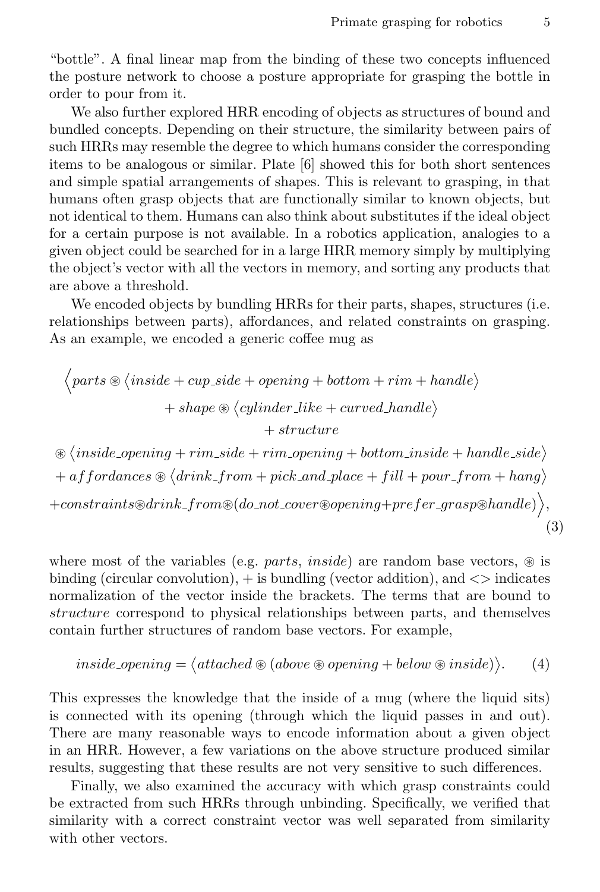"bottle". A final linear map from the binding of these two concepts influenced the posture network to choose a posture appropriate for grasping the bottle in order to pour from it.

We also further explored HRR encoding of objects as structures of bound and bundled concepts. Depending on their structure, the similarity between pairs of such HRRs may resemble the degree to which humans consider the corresponding items to be analogous or similar. Plate [6] showed this for both short sentences and simple spatial arrangements of shapes. This is relevant to grasping, in that humans often grasp objects that are functionally similar to known objects, but not identical to them. Humans can also think about substitutes if the ideal object for a certain purpose is not available. In a robotics application, analogies to a given object could be searched for in a large HRR memory simply by multiplying the object's vector with all the vectors in memory, and sorting any products that are above a threshold.

We encoded objects by bundling HRRs for their parts, shapes, structures (i.e. relationships between parts), affordances, and related constraints on grasping. As an example, we encoded a generic coffee mug as

$$\Big\langle parts \circledast \langle inside + cup\_side + opening + bottom + rim + handle \rangle$$
$$+ shape \circledast \langle cylinder\_like + curved\_handle \rangle$$
$$+ structure$$
$$\circledast \langle inside\_opening + rim\_side + rim\_opening + bottom\_inside + handle\_side \rangle$$
$$+ affordances \circledast \langle drink\_from + pick\_and\_place + fill + pour\_from + hang \rangle$$
$$+ constraints \circledast drink\_from \circledast (do\_not\_cover \circledast opening + prefer\_grasp \circledast handle) \Big\rangle, \tag{3}$$

where most of the variables (e.g. *parts*, *inside*) are random base vectors, $\circledast$ is binding (circular convolution), + is bundling (vector addition), and <> indicates normalization of the vector inside the brackets. The terms that are bound to *structure* correspond to physical relationships between parts, and themselves contain further structures of random base vectors. For example,

$$inside\_opening = \langle attached \circledast (above \circledast opening + below \circledast inside) \rangle. \tag{4}$$

This expresses the knowledge that the inside of a mug (where the liquid sits) is connected with its opening (through which the liquid passes in and out). There are many reasonable ways to encode information about a given object in an HRR. However, a few variations on the above structure produced similar results, suggesting that these results are not very sensitive to such differences.

Finally, we also examined the accuracy with which grasp constraints could be extracted from such HRRs through unbinding. Specifically, we verified that similarity with a correct constraint vector was well separated from similarity with other vectors.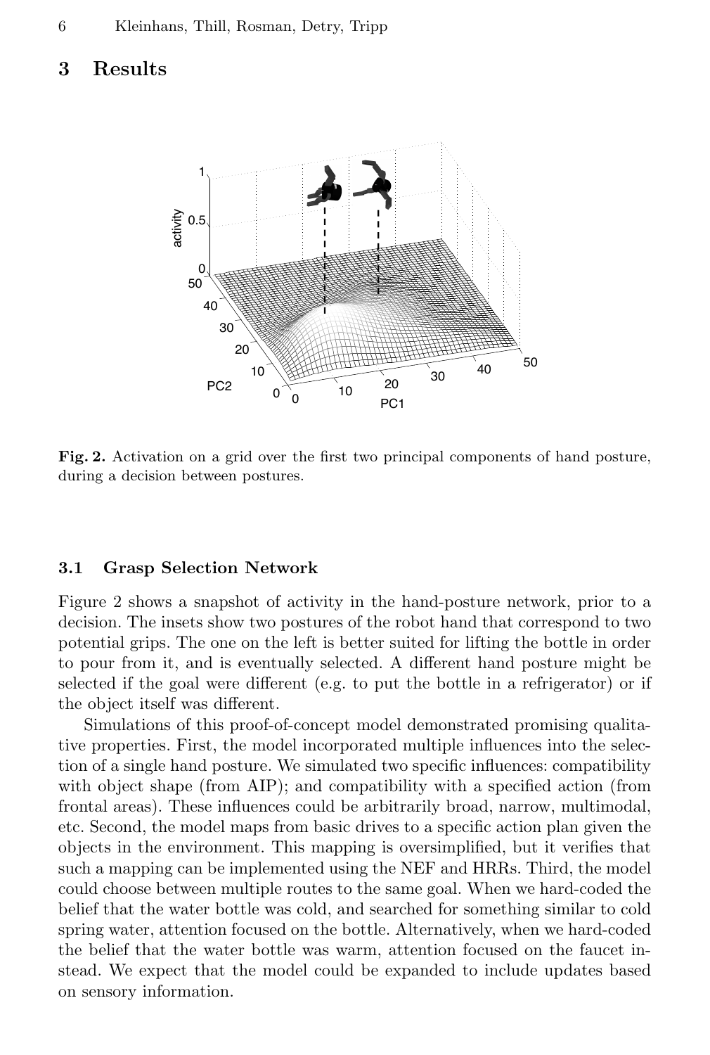## 3 Results

Fig. 2. Activation on a grid over the first two principal components of hand posture, during a decision between postures.

### 3.1 Grasp Selection Network

Figure 2 shows a snapshot of activity in the hand-posture network, prior to a decision. The insets show two postures of the robot hand that correspond to two potential grips. The one on the left is better suited for lifting the bottle in order to pour from it, and is eventually selected. A different hand posture might be selected if the goal were different (e.g. to put the bottle in a refrigerator) or if the object itself was different.

Simulations of this proof-of-concept model demonstrated promising qualitative properties. First, the model incorporated multiple influences into the selection of a single hand posture. We simulated two specific influences: compatibility with object shape (from AIP); and compatibility with a specified action (from frontal areas). These influences could be arbitrarily broad, narrow, multimodal, etc. Second, the model maps from basic drives to a specific action plan given the objects in the environment. This mapping is oversimplified, but it verifies that such a mapping can be implemented using the NEF and HRRs. Third, the model could choose between multiple routes to the same goal. When we hard-coded the belief that the water bottle was cold, and searched for something similar to cold spring water, attention focused on the bottle. Alternatively, when we hard-coded the belief that the water bottle was warm, attention focused on the faucet instead. We expect that the model could be expanded to include updates based on sensory information.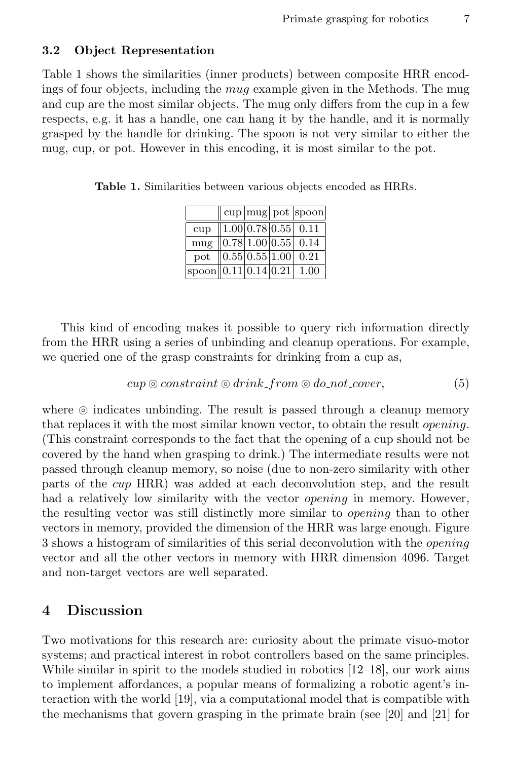### 3.2 Object Representation

Table 1 shows the similarities (inner products) between composite HRR encodings of four objects, including the *mug* example given in the Methods. The mug and cup are the most similar objects. The mug only differs from the cup in a few respects, e.g. it has a handle, one can hang it by the handle, and it is normally grasped by the handle for drinking. The spoon is not very similar to either the mug, cup, or pot. However in this encoding, it is most similar to the pot.

**Table 1.** Similarities between various objects encoded as HRRs.

| | cup | mug | pot | spoon |
|---|---|---|---|---|
| cup | 1.00 | 0.78 | 0.55 | 0.11 |
| mug | 0.78 | 1.00 | 0.55 | 0.14 |
| pot | 0.55 | 0.55 | 1.00 | 0.21 |
| spoon | 0.11 | 0.14 | 0.21 | 1.00 |

This kind of encoding makes it possible to query rich information directly from the HRR using a series of unbinding and cleanup operations. For example, we queried one of the grasp constraints for drinking from a cup as,

$$cup \circledcirc constraint \circledcirc drink\_from \circledcirc do\_not\_cover, \tag{5}$$

where $\circledcirc$ indicates unbinding. The result is passed through a cleanup memory that replaces it with the most similar known vector, to obtain the result *opening*. (This constraint corresponds to the fact that the opening of a cup should not be covered by the hand when grasping to drink.) The intermediate results were not passed through cleanup memory, so noise (due to non-zero similarity with other parts of the *cup* HRR) was added at each deconvolution step, and the result had a relatively low similarity with the vector *opening* in memory. However, the resulting vector was still distinctly more similar to *opening* than to other vectors in memory, provided the dimension of the HRR was large enough. Figure 3 shows a histogram of similarities of this serial deconvolution with the *opening* vector and all the other vectors in memory with HRR dimension 4096. Target and non-target vectors are well separated.

## 4 Discussion

Two motivations for this research are: curiosity about the primate visuo-motor systems; and practical interest in robot controllers based on the same principles. While similar in spirit to the models studied in robotics [12–18], our work aims to implement affordances, a popular means of formalizing a robotic agent's interaction with the world [19], via a computational model that is compatible with the mechanisms that govern grasping in the primate brain (see [20] and [21] for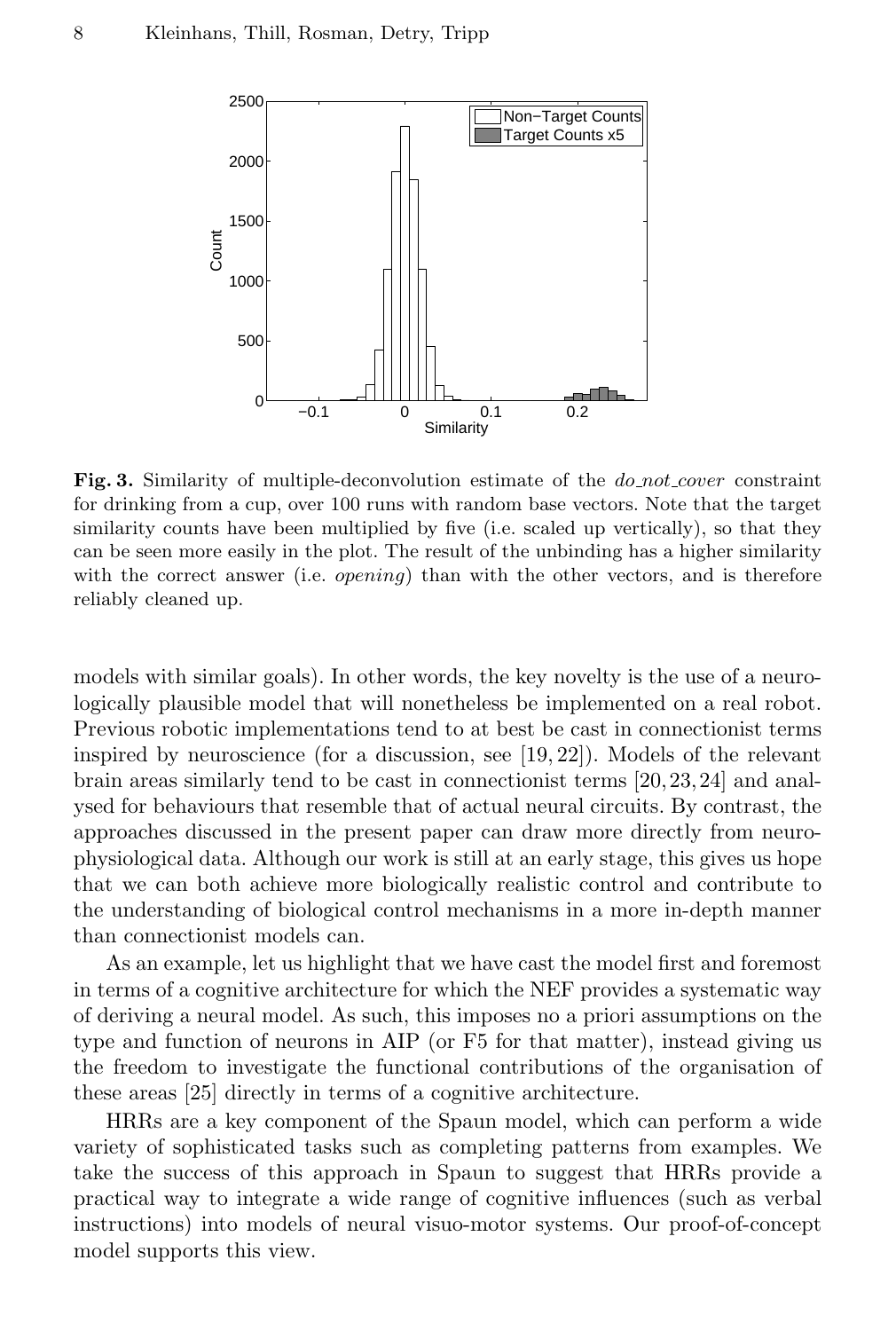**Fig. 3.** Similarity of multiple-deconvolution estimate of the *do_not_cover* constraint for drinking from a cup, over 100 runs with random base vectors. Note that the target similarity counts have been multiplied by five (i.e. scaled up vertically), so that they can be seen more easily in the plot. The result of the unbinding has a higher similarity with the correct answer (i.e. *opening*) than with the other vectors, and is therefore reliably cleaned up.

models with similar goals). In other words, the key novelty is the use of a neurologically plausible model that will nonetheless be implemented on a real robot. Previous robotic implementations tend to at best be cast in connectionist terms inspired by neuroscience (for a discussion, see [19, 22]). Models of the relevant brain areas similarly tend to be cast in connectionist terms [20, 23, 24] and analysed for behaviours that resemble that of actual neural circuits. By contrast, the approaches discussed in the present paper can draw more directly from neurophysiological data. Although our work is still at an early stage, this gives us hope that we can both achieve more biologically realistic control and contribute to the understanding of biological control mechanisms in a more in-depth manner than connectionist models can.

As an example, let us highlight that we have cast the model first and foremost in terms of a cognitive architecture for which the NEF provides a systematic way of deriving a neural model. As such, this imposes no a priori assumptions on the type and function of neurons in AIP (or F5 for that matter), instead giving us the freedom to investigate the functional contributions of the organisation of these areas [25] directly in terms of a cognitive architecture.

HRRs are a key component of the Spaun model, which can perform a wide variety of sophisticated tasks such as completing patterns from examples. We take the success of this approach in Spaun to suggest that HRRs provide a practical way to integrate a wide range of cognitive influences (such as verbal instructions) into models of neural visuo-motor systems. Our proof-of-concept model supports this view.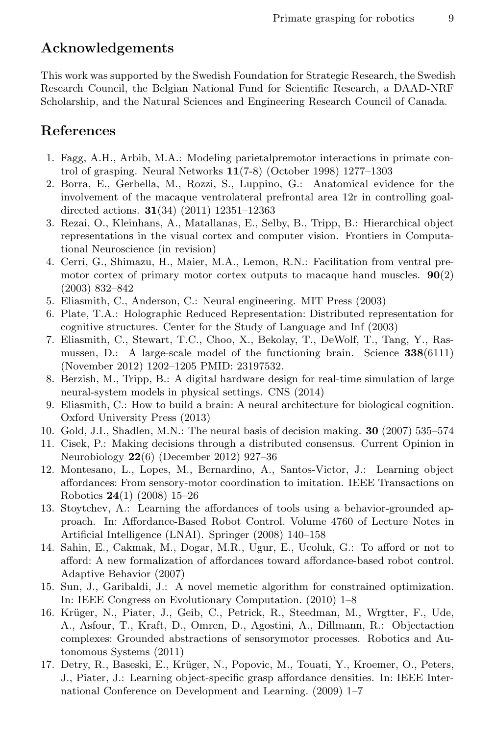## Acknowledgements

This work was supported by the Swedish Foundation for Strategic Research, the Swedish Research Council, the Belgian National Fund for Scientific Research, a DAAD-NRF Scholarship, and the Natural Sciences and Engineering Research Council of Canada.

## References

1. Fagg, A.H., Arbib, M.A.: Modeling parietalpremotor interactions in primate control of grasping. Neural Networks **11**(7-8) (October 1998) 1277–1303
2. Borra, E., Gerbella, M., Rozzi, S., Luppino, G.: Anatomical evidence for the involvement of the macaque ventrolateral prefrontal area 12r in controlling goal-directed actions. **31**(34) (2011) 12351–12363
3. Rezai, O., Kleinhans, A., Matallanas, E., Selby, B., Tripp, B.: Hierarchical object representations in the visual cortex and computer vision. Frontiers in Computational Neuroscience (in revision)
4. Cerri, G., Shimazu, H., Maier, M.A., Lemon, R.N.: Facilitation from ventral premotor cortex of primary motor cortex outputs to macaque hand muscles. **90**(2) (2003) 832–842
5. Eliasmith, C., Anderson, C.: Neural engineering. MIT Press (2003)
6. Plate, T.A.: Holographic Reduced Representation: Distributed representation for cognitive structures. Center for the Study of Language and Inf (2003)
7. Eliasmith, C., Stewart, T.C., Choo, X., Bekolay, T., DeWolf, T., Tang, Y., Rasmussen, D.: A large-scale model of the functioning brain. Science **338**(6111) (November 2012) 1202–1205 PMID: 23197532.
8. Berzish, M., Tripp, B.: A digital hardware design for real-time simulation of large neural-system models in physical settings. CNS (2014)
9. Eliasmith, C.: How to build a brain: A neural architecture for biological cognition. Oxford University Press (2013)
10. Gold, J.I., Shadlen, M.N.: The neural basis of decision making. **30** (2007) 535–574
11. Cisek, P.: Making decisions through a distributed consensus. Current Opinion in Neurobiology **22**(6) (December 2012) 927–36
12. Montesano, L., Lopes, M., Bernardino, A., Santos-Victor, J.: Learning object affordances: From sensory-motor coordination to imitation. IEEE Transactions on Robotics **24**(1) (2008) 15–26
13. Stoytchev, A.: Learning the affordances of tools using a behavior-grounded approach. In: Affordance-Based Robot Control. Volume 4760 of Lecture Notes in Artificial Intelligence (LNAI). Springer (2008) 140–158
14. Sahin, E., Cakmak, M., Dogar, M.R., Ugur, E., Ucoluk, G.: To afford or not to afford: A new formalization of affordances toward affordance-based robot control. Adaptive Behavior (2007)
15. Sun, J., Garibaldi, J.: A novel memetic algorithm for constrained optimization. In: IEEE Congress on Evolutionary Computation. (2010) 1–8
16. Krüger, N., Piater, J., Geib, C., Petrick, R., Steedman, M., Wrgtter, F., Ude, A., Asfour, T., Kraft, D., Omren, D., Agostini, A., Dillmann, R.: Objectaction complexes: Grounded abstractions of sensorymotor processes. Robotics and Autonomous Systems (2011)
17. Detry, R., Baseski, E., Krüger, N., Popovic, M., Touati, Y., Kroemer, O., Peters, J., Piater, J.: Learning object-specific grasp affordance densities. In: IEEE International Conference on Development and Learning. (2009) 1–7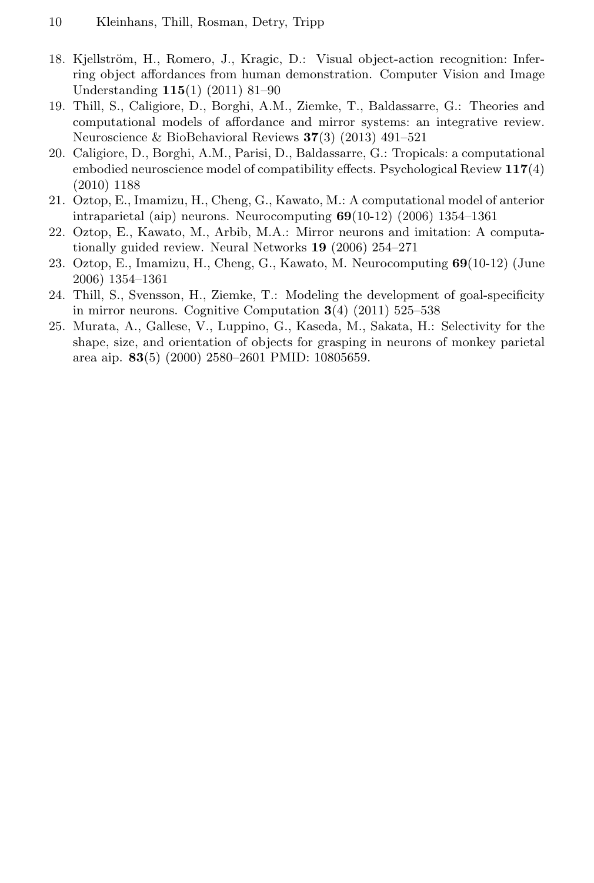18. Kjellström, H., Romero, J., Kragic, D.: Visual object-action recognition: Inferring object affordances from human demonstration. Computer Vision and Image Understanding **115**(1) (2011) 81–90
19. Thill, S., Caligiore, D., Borghi, A.M., Ziemke, T., Baldassarre, G.: Theories and computational models of affordance and mirror systems: an integrative review. Neuroscience & BioBehavioral Reviews **37**(3) (2013) 491–521
20. Caligiore, D., Borghi, A.M., Parisi, D., Baldassarre, G.: Tropicals: a computational embodied neuroscience model of compatibility effects. Psychological Review **117**(4) (2010) 1188
21. Oztop, E., Imamizu, H., Cheng, G., Kawato, M.: A computational model of anterior intraparietal (aip) neurons. Neurocomputing **69**(10-12) (2006) 1354–1361
22. Oztop, E., Kawato, M., Arbib, M.A.: Mirror neurons and imitation: A computationally guided review. Neural Networks **19** (2006) 254–271
23. Oztop, E., Imamizu, H., Cheng, G., Kawato, M. Neurocomputing **69**(10-12) (June 2006) 1354–1361
24. Thill, S., Svensson, H., Ziemke, T.: Modeling the development of goal-specificity in mirror neurons. Cognitive Computation **3**(4) (2011) 525–538
25. Murata, A., Gallese, V., Luppino, G., Kaseda, M., Sakata, H.: Selectivity for the shape, size, and orientation of objects for grasping in neurons of monkey parietal area aip. **83**(5) (2000) 2580–2601 PMID: 10805659.